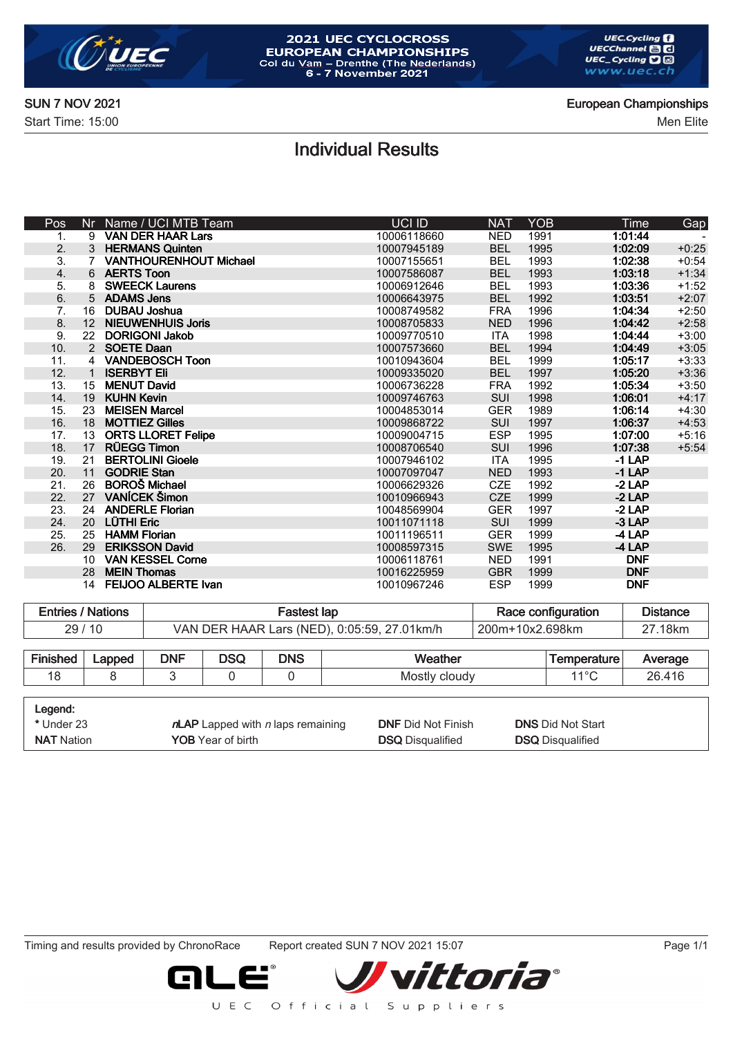# 2021 UEC CYCLOCROSS EUROPEAN CHAMPIONSHIPS

Col du Vam – Drenthe (The Nederlands)
6 - 7 November 2021

SUN 7 NOV 2021
Start Time: 15:00

European Championships
Men Elite

## Individual Results

| Pos | Nr | Name / UCI MTB Team | UCI ID | NAT | YOB | Time | Gap |
|---|---|---|---|---|---|---|---|
| 1. | 9 | **VAN DER HAAR Lars** | 10006118660 | NED | 1991 | **1:01:44** | - |
| 2. | 3 | **HERMANS Quinten** | 10007945189 | BEL | 1995 | **1:02:09** | +0:25 |
| 3. | 7 | **VANTHOURENHOUT Michael** | 10007155651 | BEL | 1993 | **1:02:38** | +0:54 |
| 4. | 6 | **AERTS Toon** | 10007586087 | BEL | 1993 | **1:03:18** | +1:34 |
| 5. | 8 | **SWEECK Laurens** | 10006912646 | BEL | 1993 | **1:03:36** | +1:52 |
| 6. | 5 | **ADAMS Jens** | 10006643975 | BEL | 1992 | **1:03:51** | +2:07 |
| 7. | 16 | **DUBAU Joshua** | 10008749582 | FRA | 1996 | **1:04:34** | +2:50 |
| 8. | 12 | **NIEUWENHUIS Joris** | 10008705833 | NED | 1996 | **1:04:42** | +2:58 |
| 9. | 22 | **DORIGONI Jakob** | 10009770510 | ITA | 1998 | **1:04:44** | +3:00 |
| 10. | 2 | **SOETE Daan** | 10007573660 | BEL | 1994 | **1:04:49** | +3:05 |
| 11. | 4 | **VANDEBOSCH Toon** | 10010943604 | BEL | 1999 | **1:05:17** | +3:33 |
| 12. | 1 | **ISERBYT Eli** | 10009335020 | BEL | 1997 | **1:05:20** | +3:36 |
| 13. | 15 | **MENUT David** | 10006736228 | FRA | 1992 | **1:05:34** | +3:50 |
| 14. | 19 | **KUHN Kevin** | 10009746763 | SUI | 1998 | **1:06:01** | +4:17 |
| 15. | 23 | **MEISEN Marcel** | 10004853014 | GER | 1989 | **1:06:14** | +4:30 |
| 16. | 18 | **MOTTIEZ Gilles** | 10009868722 | SUI | 1997 | **1:06:37** | +4:53 |
| 17. | 13 | **ORTS LLORET Felipe** | 10009004715 | ESP | 1995 | **1:07:00** | +5:16 |
| 18. | 17 | **RÜEGG Timon** | 10008706540 | SUI | 1996 | **1:07:38** | +5:54 |
| 19. | 21 | **BERTOLINI Gioele** | 10007946102 | ITA | 1995 | **-1 LAP** | |
| 20. | 11 | **GODRIE Stan** | 10007097047 | NED | 1993 | **-1 LAP** | |
| 21. | 26 | **BOROŠ Michael** | 10006629326 | CZE | 1992 | **-2 LAP** | |
| 22. | 27 | **VANÍCEK Šimon** | 10010966943 | CZE | 1999 | **-2 LAP** | |
| 23. | 24 | **ANDERLE Florian** | 10048569904 | GER | 1997 | **-2 LAP** | |
| 24. | 20 | **LÜTHI Eric** | 10011071118 | SUI | 1999 | **-3 LAP** | |
| 25. | 25 | **HAMM Florian** | 10011196511 | GER | 1999 | **-4 LAP** | |
| 26. | 29 | **ERIKSSON David** | 10008597315 | SWE | 1995 | **-4 LAP** | |
| | 10 | **VAN KESSEL Corne** | 10006118761 | NED | 1991 | **DNF** | |
| | 28 | **MEIN Thomas** | 10016225959 | GBR | 1999 | **DNF** | |
| | 14 | **FEIJOO ALBERTE Ivan** | 10010967246 | ESP | 1999 | **DNF** | |

| Entries / Nations | Fastest lap | Race configuration | Distance |
|---|---|---|---|
| 29 / 10 | VAN DER HAAR Lars (NED), 0:05:59, 27.01km/h | 200m+10x2.698km | 27.18km |

| Finished | Lapped | DNF | DSQ | DNS | Weather | Temperature | Average |
|---|---|---|---|---|---|---|---|
| 18 | 8 | 3 | 0 | 0 | Mostly cloudy | 11°C | 26.416 |

**Legend:**

| | | | |
|---|---|---|---|
| * Under 23 | ***n*LAP** Lapped with *n* laps remaining | **DNF** Did Not Finish | **DNS** Did Not Start |
| **NAT** Nation | **YOB** Year of birth | **DSQ** Disqualified | **DSQ** Disqualified |

Timing and results provided by ChronoRace    Report created SUN 7 NOV 2021 15:07

UEC Official Suppliers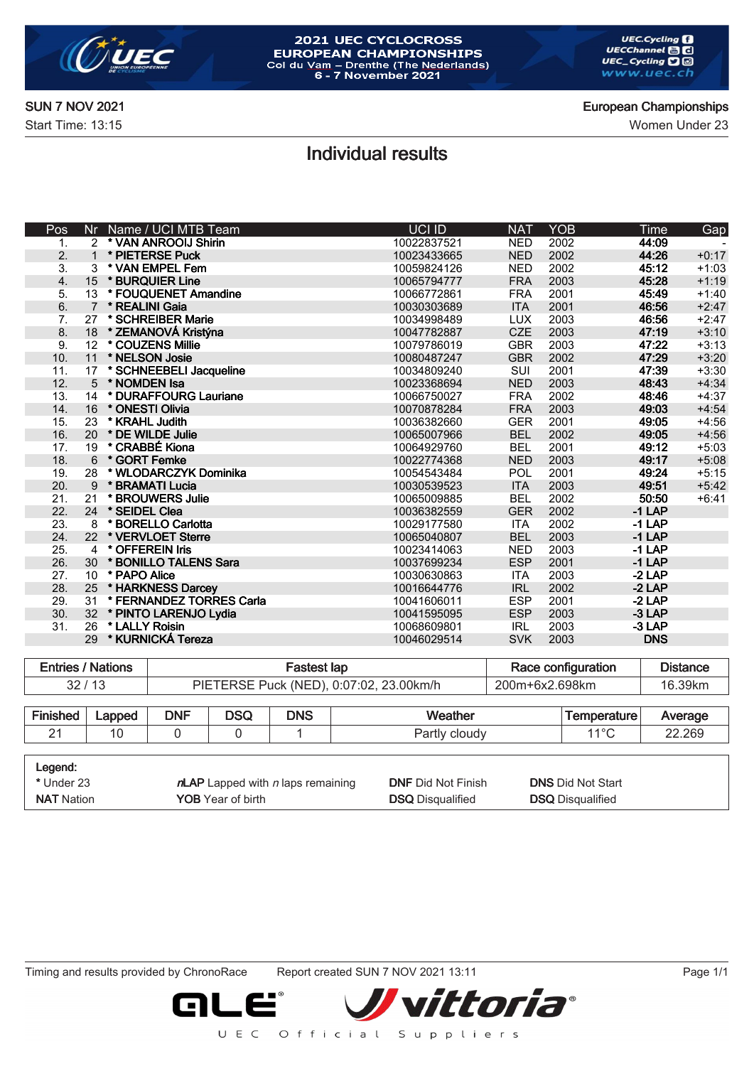2021 UEC CYCLOCROSS EUROPEAN CHAMPIONSHIPS
Col du Vam – Drenthe (The Nederlands)
6 - 7 November 2021

SUN 7 NOV 2021
Start Time: 13:15

European Championships
Women Under 23

# Individual results

| Pos | Nr | Name / UCI MTB Team | UCI ID | NAT | YOB | Time | Gap |
|---|---|---|---|---|---|---|---|
| 1. | 2 | * VAN ANROOIJ Shirin | 10022837521 | NED | 2002 | **44:09** | - |
| 2. | 1 | * PIETERSE Puck | 10023433665 | NED | 2002 | **44:26** | +0:17 |
| 3. | 3 | * VAN EMPEL Fem | 10059824126 | NED | 2002 | **45:12** | +1:03 |
| 4. | 15 | * BURQUIER Line | 10065794777 | FRA | 2003 | **45:28** | +1:19 |
| 5. | 13 | * FOUQUENET Amandine | 10066772861 | FRA | 2001 | **45:49** | +1:40 |
| 6. | 7 | * REALINI Gaia | 10030303689 | ITA | 2001 | **46:56** | +2:47 |
| 7. | 27 | * SCHREIBER Marie | 10034998489 | LUX | 2003 | **46:56** | +2:47 |
| 8. | 18 | * ZEMANOVÁ Kristýna | 10047782887 | CZE | 2003 | **47:19** | +3:10 |
| 9. | 12 | * COUZENS Millie | 10079786019 | GBR | 2003 | **47:22** | +3:13 |
| 10. | 11 | * NELSON Josie | 10080487247 | GBR | 2002 | **47:29** | +3:20 |
| 11. | 17 | * SCHNEEBELI Jacqueline | 10034809240 | SUI | 2001 | **47:39** | +3:30 |
| 12. | 5 | * NOMDEN Isa | 10023368694 | NED | 2003 | **48:43** | +4:34 |
| 13. | 14 | * DURAFFOURG Lauriane | 10066750027 | FRA | 2002 | **48:46** | +4:37 |
| 14. | 16 | * ONESTI Olivia | 10070878284 | FRA | 2003 | **49:03** | +4:54 |
| 15. | 23 | * KRAHL Judith | 10036382660 | GER | 2001 | **49:05** | +4:56 |
| 16. | 20 | * DE WILDE Julie | 10065007966 | BEL | 2002 | **49:05** | +4:56 |
| 17. | 19 | * CRABBÉ Kiona | 10064929760 | BEL | 2001 | **49:12** | +5:03 |
| 18. | 6 | * GORT Femke | 10022774368 | NED | 2003 | **49:17** | +5:08 |
| 19. | 28 | * WLODARCZYK Dominika | 10054543484 | POL | 2001 | **49:24** | +5:15 |
| 20. | 9 | * BRAMATI Lucia | 10030539523 | ITA | 2003 | **49:51** | +5:42 |
| 21. | 21 | * BROUWERS Julie | 10065009885 | BEL | 2002 | **50:50** | +6:41 |
| 22. | 24 | * SEIDEL Clea | 10036382559 | GER | 2002 | **-1 LAP** | |
| 23. | 8 | * BORELLO Carlotta | 10029177580 | ITA | 2002 | **-1 LAP** | |
| 24. | 22 | * VERVLOET Sterre | 10065040807 | BEL | 2003 | **-1 LAP** | |
| 25. | 4 | * OFFEREIN Iris | 10023414063 | NED | 2003 | **-1 LAP** | |
| 26. | 30 | * BONILLO TALENS Sara | 10037699234 | ESP | 2001 | **-1 LAP** | |
| 27. | 10 | * PAPO Alice | 10030630863 | ITA | 2003 | **-2 LAP** | |
| 28. | 25 | * HARKNESS Darcey | 10016644776 | IRL | 2002 | **-2 LAP** | |
| 29. | 31 | * FERNANDEZ TORRES Carla | 10041606011 | ESP | 2001 | **-2 LAP** | |
| 30. | 32 | * PINTO LARENJO Lydia | 10041595095 | ESP | 2003 | **-3 LAP** | |
| 31. | 26 | * LALLY Roisin | 10068609801 | IRL | 2003 | **-3 LAP** | |
| | 29 | * KURNICKÁ Tereza | 10046029514 | SVK | 2003 | **DNS** | |

| Entries / Nations | Fastest lap | Race configuration | Distance |
|---|---|---|---|
| 32 / 13 | PIETERSE Puck (NED), 0:07:02, 23.00km/h | 200m+6x2.698km | 16.39km |

| Finished | Lapped | DNF | DSQ | DNS | Weather | Temperature | Average |
|---|---|---|---|---|---|---|---|
| 21 | 10 | 0 | 0 | 1 | Partly cloudy | 11°C | 22.269 |

**Legend:**

| | | | |
|---|---|---|---|
| * Under 23 | *n*LAP Lapped with *n* laps remaining | **DNF** Did Not Finish | **DNS** Did Not Start |
| **NAT** Nation | **YOB** Year of birth | **DSQ** Disqualified | **DSQ** Disqualified |

Timing and results provided by ChronoRace    Report created SUN 7 NOV 2021 13:11

UEC Official Suppliers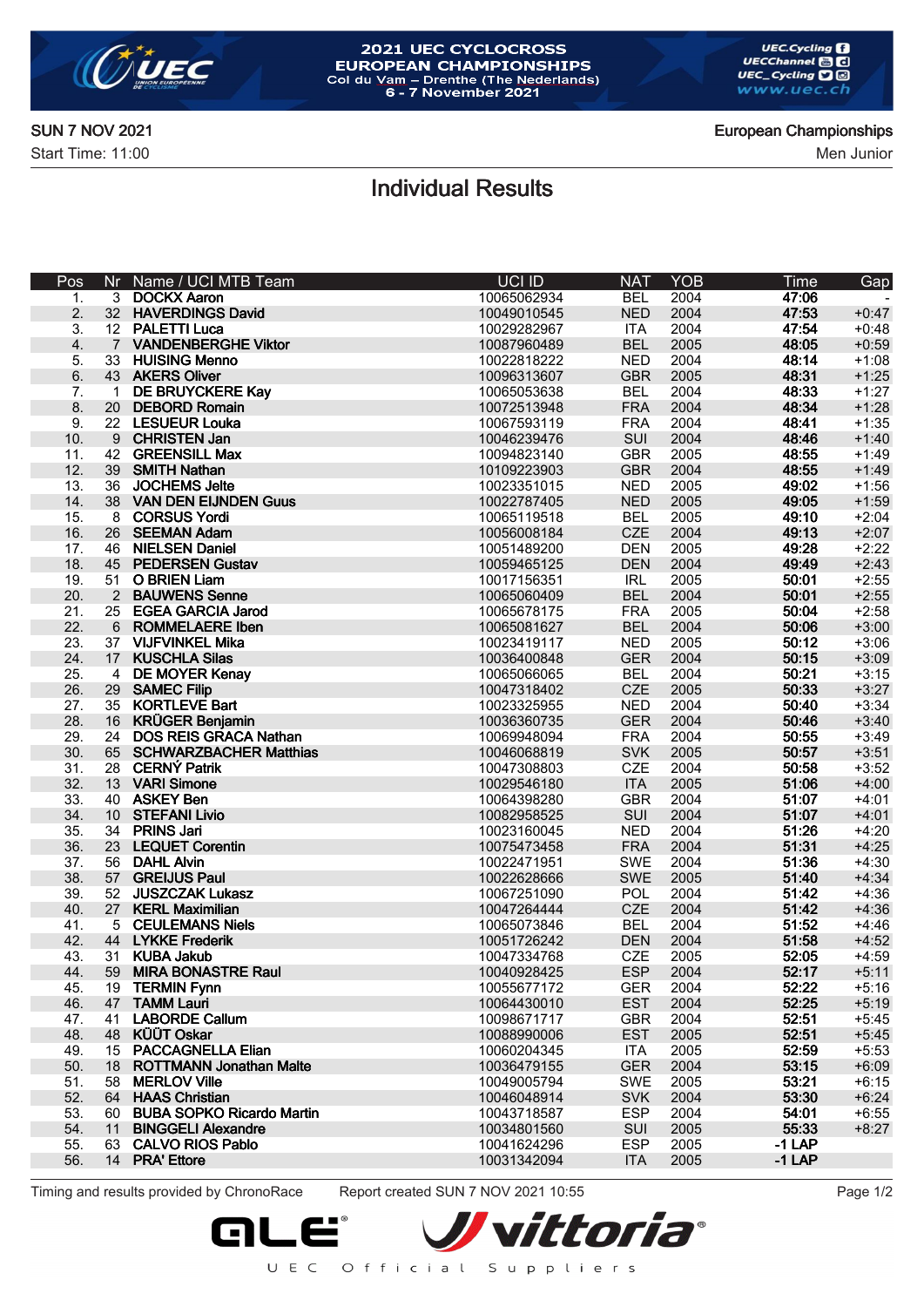# 2021 UEC CYCLOCROSS EUROPEAN CHAMPIONSHIPS

Col du Vam – Drenthe (The Nederlands)
6 - 7 November 2021

SUN 7 NOV 2021
Start Time: 11:00

European Championships
Men Junior

## Individual Results

| Pos | Nr | Name / UCI MTB Team | UCI ID | NAT | YOB | Time | Gap |
|---|---|---|---|---|---|---|---|
| 1. | 3 | **DOCKX Aaron** | 10065062934 | BEL | 2004 | **47:06** | - |
| 2. | 32 | **HAVERDINGS David** | 10049010545 | NED | 2004 | **47:53** | +0:47 |
| 3. | 12 | **PALETTI Luca** | 10029282967 | ITA | 2004 | **47:54** | +0:48 |
| 4. | 7 | **VANDENBERGHE Viktor** | 10087960489 | BEL | 2005 | **48:05** | +0:59 |
| 5. | 33 | **HUISING Menno** | 10022818222 | NED | 2004 | **48:14** | +1:08 |
| 6. | 43 | **AKERS Oliver** | 10096313607 | GBR | 2005 | **48:31** | +1:25 |
| 7. | 1 | **DE BRUYCKERE Kay** | 10065053638 | BEL | 2004 | **48:33** | +1:27 |
| 8. | 20 | **DEBORD Romain** | 10072513948 | FRA | 2004 | **48:34** | +1:28 |
| 9. | 22 | **LESUEUR Louka** | 10067593119 | FRA | 2004 | **48:41** | +1:35 |
| 10. | 9 | **CHRISTEN Jan** | 10046239476 | SUI | 2004 | **48:46** | +1:40 |
| 11. | 42 | **GREENSILL Max** | 10094823140 | GBR | 2005 | **48:55** | +1:49 |
| 12. | 39 | **SMITH Nathan** | 10109223903 | GBR | 2004 | **48:55** | +1:49 |
| 13. | 36 | **JOCHEMS Jelte** | 10023351015 | NED | 2005 | **49:02** | +1:56 |
| 14. | 38 | **VAN DEN EIJNDEN Guus** | 10022787405 | NED | 2005 | **49:05** | +1:59 |
| 15. | 8 | **CORSUS Yordi** | 10065119518 | BEL | 2005 | **49:10** | +2:04 |
| 16. | 26 | **SEEMAN Adam** | 10056008184 | CZE | 2004 | **49:13** | +2:07 |
| 17. | 46 | **NIELSEN Daniel** | 10051489200 | DEN | 2005 | **49:28** | +2:22 |
| 18. | 45 | **PEDERSEN Gustav** | 10059465125 | DEN | 2004 | **49:49** | +2:43 |
| 19. | 51 | **O BRIEN Liam** | 10017156351 | IRL | 2005 | **50:01** | +2:55 |
| 20. | 2 | **BAUWENS Senne** | 10065060409 | BEL | 2004 | **50:01** | +2:55 |
| 21. | 25 | **EGEA GARCIA Jarod** | 10065678175 | FRA | 2005 | **50:04** | +2:58 |
| 22. | 6 | **ROMMELAERE Iben** | 10065081627 | BEL | 2004 | **50:06** | +3:00 |
| 23. | 37 | **VIJFVINKEL Mika** | 10023419117 | NED | 2005 | **50:12** | +3:06 |
| 24. | 17 | **KUSCHLA Silas** | 10036400848 | GER | 2004 | **50:15** | +3:09 |
| 25. | 4 | **DE MOYER Kenay** | 10065066065 | BEL | 2004 | **50:21** | +3:15 |
| 26. | 29 | **SAMEC Filip** | 10047318402 | CZE | 2005 | **50:33** | +3:27 |
| 27. | 35 | **KORTLEVE Bart** | 10023325955 | NED | 2004 | **50:40** | +3:34 |
| 28. | 16 | **KRÜGER Benjamin** | 10036360735 | GER | 2004 | **50:46** | +3:40 |
| 29. | 24 | **DOS REIS GRACA Nathan** | 10069948094 | FRA | 2004 | **50:55** | +3:49 |
| 30. | 65 | **SCHWARZBACHER Matthias** | 10046068819 | SVK | 2005 | **50:57** | +3:51 |
| 31. | 28 | **CERNÝ Patrik** | 10047308803 | CZE | 2004 | **50:58** | +3:52 |
| 32. | 13 | **VARI Simone** | 10029546180 | ITA | 2005 | **51:06** | +4:00 |
| 33. | 40 | **ASKEY Ben** | 10064398280 | GBR | 2004 | **51:07** | +4:01 |
| 34. | 10 | **STEFANI Livio** | 10082958525 | SUI | 2004 | **51:07** | +4:01 |
| 35. | 34 | **PRINS Jari** | 10023160045 | NED | 2004 | **51:26** | +4:20 |
| 36. | 23 | **LEQUET Corentin** | 10075473458 | FRA | 2004 | **51:31** | +4:25 |
| 37. | 56 | **DAHL Alvin** | 10022471951 | SWE | 2004 | **51:36** | +4:30 |
| 38. | 57 | **GREIJUS Paul** | 10022628666 | SWE | 2005 | **51:40** | +4:34 |
| 39. | 52 | **JUSZCZAK Lukasz** | 10067251090 | POL | 2004 | **51:42** | +4:36 |
| 40. | 27 | **KERL Maximilian** | 10047264444 | CZE | 2004 | **51:42** | +4:36 |
| 41. | 5 | **CEULEMANS Niels** | 10065073846 | BEL | 2004 | **51:52** | +4:46 |
| 42. | 44 | **LYKKE Frederik** | 10051726242 | DEN | 2004 | **51:58** | +4:52 |
| 43. | 31 | **KUBA Jakub** | 10047334768 | CZE | 2005 | **52:05** | +4:59 |
| 44. | 59 | **MIRA BONASTRE Raul** | 10040928425 | ESP | 2004 | **52:17** | +5:11 |
| 45. | 19 | **TERMIN Fynn** | 10055677172 | GER | 2004 | **52:22** | +5:16 |
| 46. | 47 | **TAMM Lauri** | 10064430010 | EST | 2004 | **52:25** | +5:19 |
| 47. | 41 | **LABORDE Callum** | 10098671717 | GBR | 2004 | **52:51** | +5:45 |
| 48. | 48 | **KÜÜT Oskar** | 10088990006 | EST | 2005 | **52:51** | +5:45 |
| 49. | 15 | **PACCAGNELLA Elian** | 10060204345 | ITA | 2005 | **52:59** | +5:53 |
| 50. | 18 | **ROTTMANN Jonathan Malte** | 10036479155 | GER | 2004 | **53:15** | +6:09 |
| 51. | 58 | **MERLOV Ville** | 10049005794 | SWE | 2005 | **53:21** | +6:15 |
| 52. | 64 | **HAAS Christian** | 10046048914 | SVK | 2004 | **53:30** | +6:24 |
| 53. | 60 | **BUBA SOPKO Ricardo Martin** | 10043718587 | ESP | 2004 | **54:01** | +6:55 |
| 54. | 11 | **BINGGELI Alexandre** | 10034801560 | SUI | 2005 | **55:33** | +8:27 |
| 55. | 63 | **CALVO RIOS Pablo** | 10041624296 | ESP | 2005 | **-1 LAP** | |
| 56. | 14 | **PRA' Ettore** | 10031342094 | ITA | 2005 | **-1 LAP** | |

Timing and results provided by ChronoRace    Report created SUN 7 NOV 2021 10:55

UEC Official Suppliers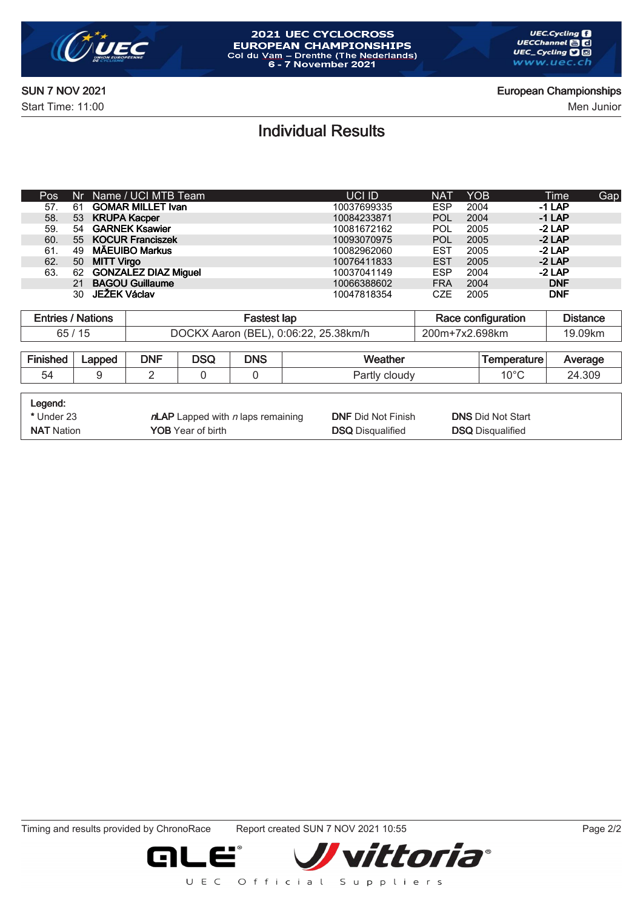2021 UEC CYCLOCROSS EUROPEAN CHAMPIONSHIPS
Col du Vam – Drenthe (The Nederlands)
6 - 7 November 2021

SUN 7 NOV 2021
Start Time: 11:00

European Championships
Men Junior

# Individual Results

| Pos | Nr | Name / UCI MTB Team | UCI ID | NAT | YOB | Time | Gap |
|---|---|---|---|---|---|---|---|
| 57. | 61 | **GOMAR MILLET Ivan** | 10037699335 | ESP | 2004 | **-1 LAP** | |
| 58. | 53 | **KRUPA Kacper** | 10084233871 | POL | 2004 | **-1 LAP** | |
| 59. | 54 | **GARNEK Ksawier** | 10081672162 | POL | 2005 | **-2 LAP** | |
| 60. | 55 | **KOCUR Franciszek** | 10093070975 | POL | 2005 | **-2 LAP** | |
| 61. | 49 | **MÄEUIBO Markus** | 10082962060 | EST | 2005 | **-2 LAP** | |
| 62. | 50 | **MITT Virgo** | 10076411833 | EST | 2005 | **-2 LAP** | |
| 63. | 62 | **GONZALEZ DIAZ Miguel** | 10037041149 | ESP | 2004 | **-2 LAP** | |
| | 21 | **BAGOU Guillaume** | 10066388602 | FRA | 2004 | **DNF** | |
| | 30 | **JEŽEK Václav** | 10047818354 | CZE | 2005 | **DNF** | |

| Entries / Nations | Fastest lap | Race configuration | Distance |
|---|---|---|---|
| 65 / 15 | DOCKX Aaron (BEL), 0:06:22, 25.38km/h | 200m+7x2.698km | 19.09km |

| Finished | Lapped | DNF | DSQ | DNS | Weather | Temperature | Average |
|---|---|---|---|---|---|---|---|
| 54 | 9 | 2 | 0 | 0 | Partly cloudy | 10°C | 24.309 |

**Legend:**
* Under 23 — *n***LAP** Lapped with *n* laps remaining — **DNF** Did Not Finish — **DNS** Did Not Start
**NAT** Nation — **YOB** Year of birth — **DSQ** Disqualified — **DSQ** Disqualified

Timing and results provided by ChronoRace — Report created SUN 7 NOV 2021 10:55

UEC Official Suppliers